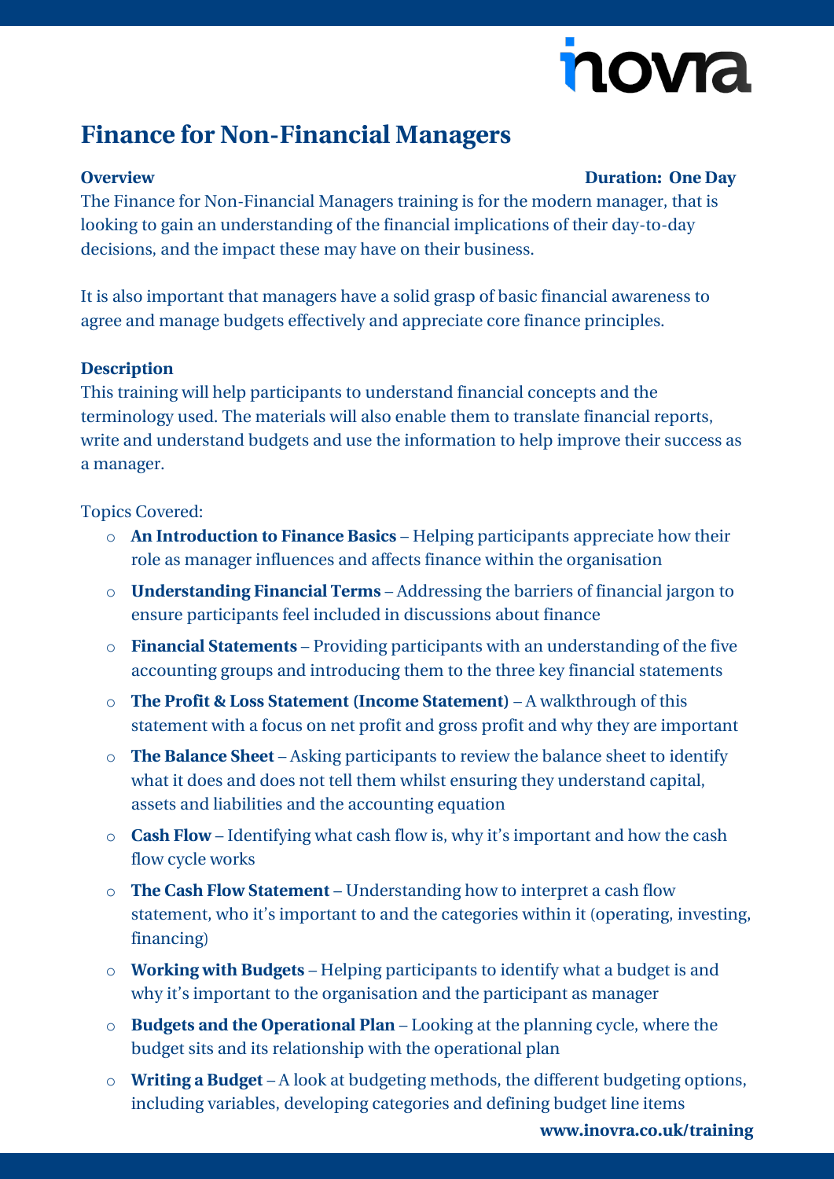# Finance for Non-Financial Managers

**Overview** **Duration: One Day**

The Finance for Non-Financial Managers training is for the modern manager, that is looking to gain an understanding of the financial implications of their day-to-day decisions, and the impact these may have on their business.

It is also important that managers have a solid grasp of basic financial awareness to agree and manage budgets effectively and appreciate core finance principles.

**Description**

This training will help participants to understand financial concepts and the terminology used. The materials will also enable them to translate financial reports, write and understand budgets and use the information to help improve their success as a manager.

Topics Covered:

- **An Introduction to Finance Basics** – Helping participants appreciate how their role as manager influences and affects finance within the organisation
- **Understanding Financial Terms** – Addressing the barriers of financial jargon to ensure participants feel included in discussions about finance
- **Financial Statements** – Providing participants with an understanding of the five accounting groups and introducing them to the three key financial statements
- **The Profit & Loss Statement (Income Statement)** – A walkthrough of this statement with a focus on net profit and gross profit and why they are important
- **The Balance Sheet** – Asking participants to review the balance sheet to identify what it does and does not tell them whilst ensuring they understand capital, assets and liabilities and the accounting equation
- **Cash Flow** – Identifying what cash flow is, why it's important and how the cash flow cycle works
- **The Cash Flow Statement** – Understanding how to interpret a cash flow statement, who it's important to and the categories within it (operating, investing, financing)
- **Working with Budgets** – Helping participants to identify what a budget is and why it's important to the organisation and the participant as manager
- **Budgets and the Operational Plan** – Looking at the planning cycle, where the budget sits and its relationship with the operational plan
- **Writing a Budget** – A look at budgeting methods, the different budgeting options, including variables, developing categories and defining budget line items

**www.inovra.co.uk/training**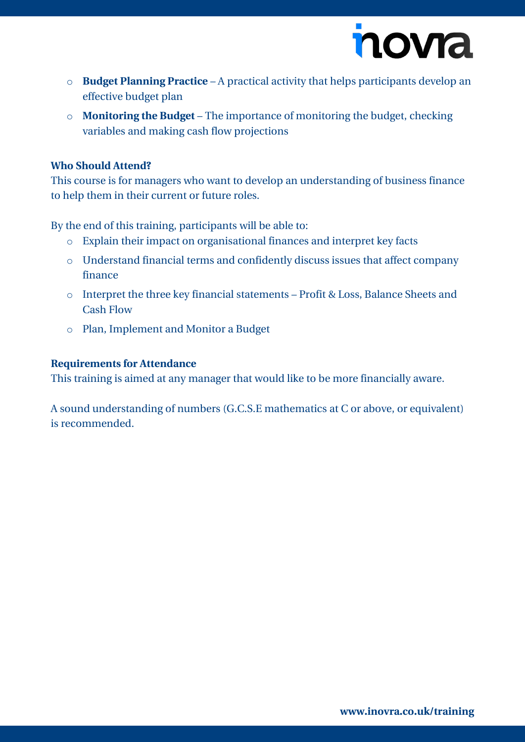- **Budget Planning Practice** – A practical activity that helps participants develop an effective budget plan
- **Monitoring the Budget** – The importance of monitoring the budget, checking variables and making cash flow projections

**Who Should Attend?**
This course is for managers who want to develop an understanding of business finance to help them in their current or future roles.

By the end of this training, participants will be able to:

- Explain their impact on organisational finances and interpret key facts
- Understand financial terms and confidently discuss issues that affect company finance
- Interpret the three key financial statements – Profit & Loss, Balance Sheets and Cash Flow
- Plan, Implement and Monitor a Budget

**Requirements for Attendance**
This training is aimed at any manager that would like to be more financially aware.

A sound understanding of numbers (G.C.S.E mathematics at C or above, or equivalent) is recommended.

**www.inovra.co.uk/training**